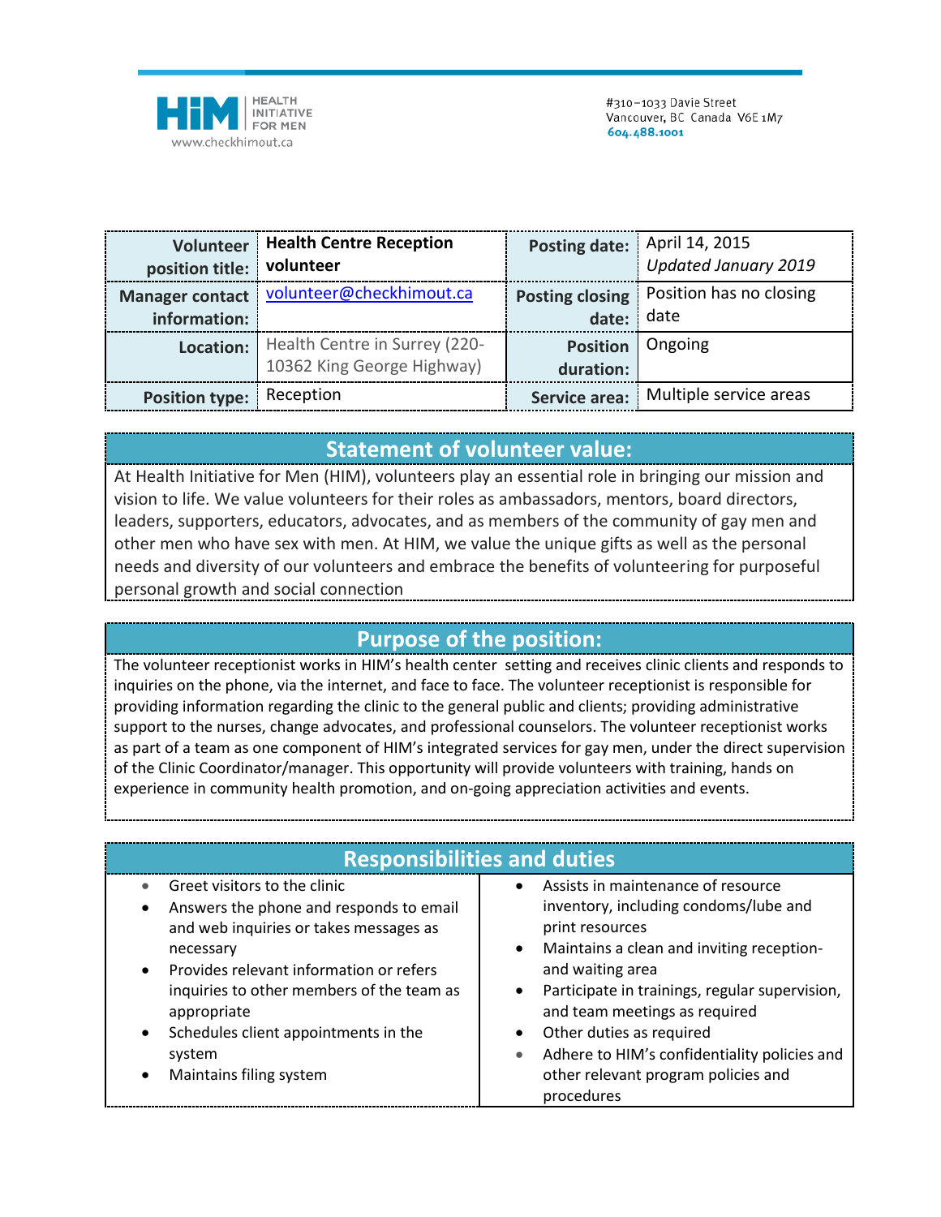HIM | HEALTH INITIATIVE FOR MEN
www.checkhimout.ca

#310–1033 Davie Street
Vancouver, BC Canada V6E 1M7
604.488.1001

| Volunteer position title: | **Health Centre Reception volunteer** | Posting date: | April 14, 2015 *Updated January 2019* |
|---|---|---|---|
| Manager contact information: | volunteer@checkhimout.ca | Posting closing date: | Position has no closing date |
| Location: | Health Centre in Surrey (220-10362 King George Highway) | Position duration: | Ongoing |
| Position type: | Reception | Service area: | Multiple service areas |

## Statement of volunteer value:

At Health Initiative for Men (HIM), volunteers play an essential role in bringing our mission and vision to life. We value volunteers for their roles as ambassadors, mentors, board directors, leaders, supporters, educators, advocates, and as members of the community of gay men and other men who have sex with men. At HIM, we value the unique gifts as well as the personal needs and diversity of our volunteers and embrace the benefits of volunteering for purposeful personal growth and social connection

## Purpose of the position:

The volunteer receptionist works in HIM's health center setting and receives clinic clients and responds to inquiries on the phone, via the internet, and face to face. The volunteer receptionist is responsible for providing information regarding the clinic to the general public and clients; providing administrative support to the nurses, change advocates, and professional counselors. The volunteer receptionist works as part of a team as one component of HIM's integrated services for gay men, under the direct supervision of the Clinic Coordinator/manager. This opportunity will provide volunteers with training, hands on experience in community health promotion, and on-going appreciation activities and events.

## Responsibilities and duties

- Greet visitors to the clinic
- Answers the phone and responds to email and web inquiries or takes messages as necessary
- Provides relevant information or refers inquiries to other members of the team as appropriate
- Schedules client appointments in the system
- Maintains filing system
- Assists in maintenance of resource inventory, including condoms/lube and print resources
- Maintains a clean and inviting reception- and waiting area
- Participate in trainings, regular supervision, and team meetings as required
- Other duties as required
- Adhere to HIM's confidentiality policies and other relevant program policies and procedures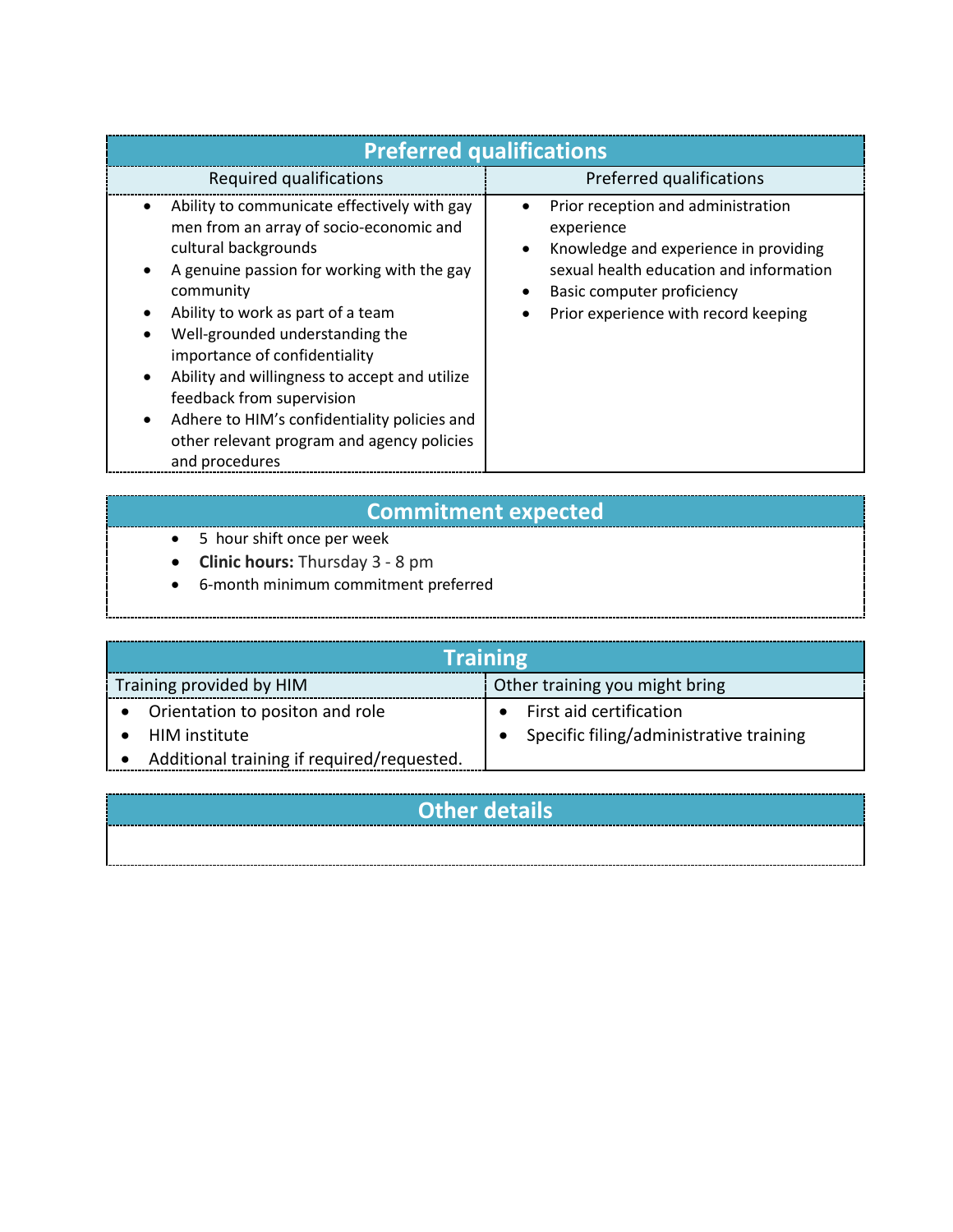## Preferred qualifications

| Required qualifications | Preferred qualifications |
|---|---|
| • Ability to communicate effectively with gay men from an array of socio-economic and cultural backgrounds<br>• A genuine passion for working with the gay community<br>• Ability to work as part of a team<br>• Well-grounded understanding the importance of confidentiality<br>• Ability and willingness to accept and utilize feedback from supervision<br>• Adhere to HIM's confidentiality policies and other relevant program and agency policies and procedures | • Prior reception and administration experience<br>• Knowledge and experience in providing sexual health education and information<br>• Basic computer proficiency<br>• Prior experience with record keeping |

## Commitment expected

- 5 hour shift once per week
- **Clinic hours:** Thursday 3 - 8 pm
- 6-month minimum commitment preferred

## Training

| Training provided by HIM | Other training you might bring |
|---|---|
| • Orientation to positon and role<br>• HIM institute<br>• Additional training if required/requested. | • First aid certification<br>• Specific filing/administrative training |

## Other details